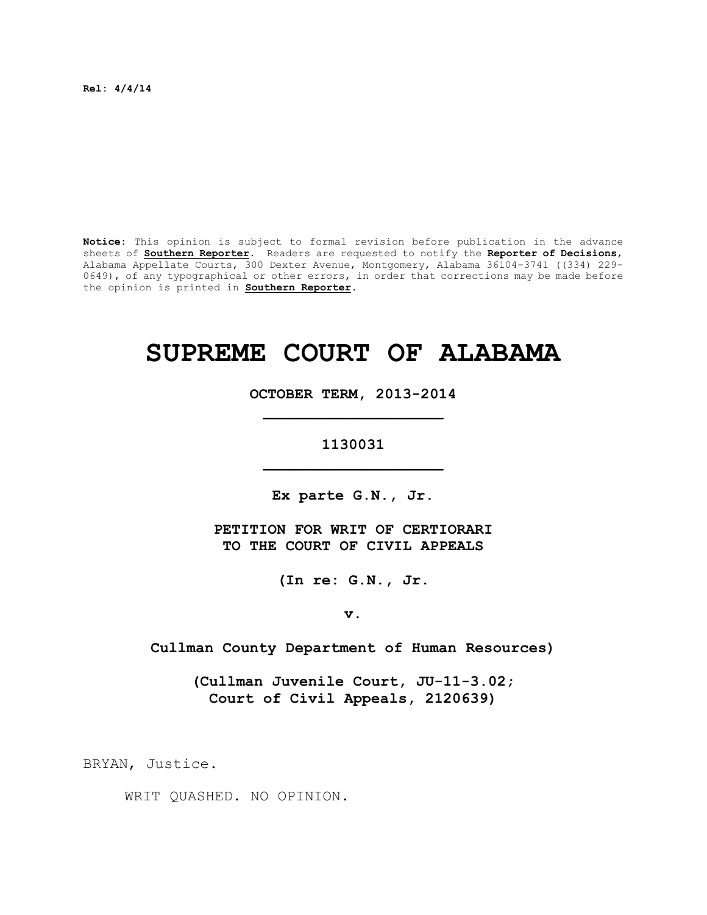**Rel: 4/4/14**

**Notice:** This opinion is subject to formal revision before publication in the advance sheets of **Southern Reporter**. Readers are requested to notify the **Reporter of Decisions**, Alabama Appellate Courts, 300 Dexter Avenue, Montgomery, Alabama 36104-3741 ((334) 229-0649), of any typographical or other errors, in order that corrections may be made before the opinion is printed in **Southern Reporter**.

# SUPREME COURT OF ALABAMA

**OCTOBER TERM, 2013-2014**

**_________________________**

**1130031**

**_________________________**

**Ex parte G.N., Jr.**

**PETITION FOR WRIT OF CERTIORARI TO THE COURT OF CIVIL APPEALS**

**(In re: G.N., Jr.**

**v.**

**Cullman County Department of Human Resources)**

**(Cullman Juvenile Court, JU-11-3.02; Court of Civil Appeals, 2120639)**

BRYAN, Justice.

WRIT QUASHED. NO OPINION.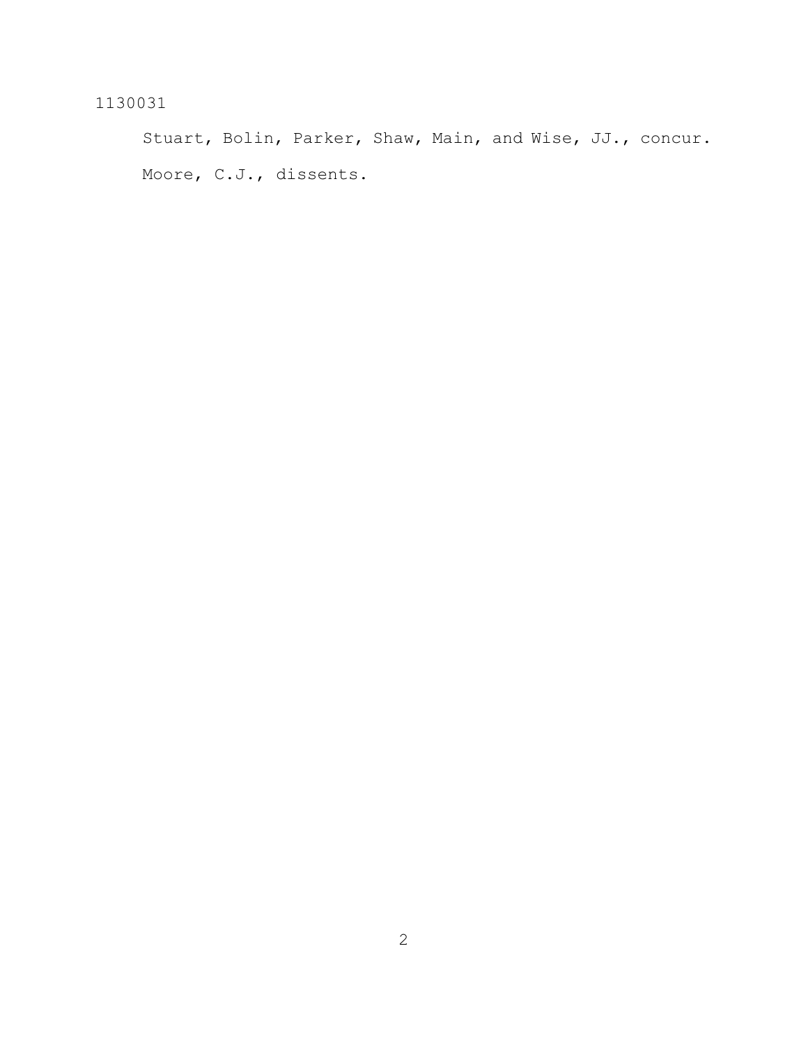Stuart, Bolin, Parker, Shaw, Main, and Wise, JJ., concur.

Moore, C.J., dissents.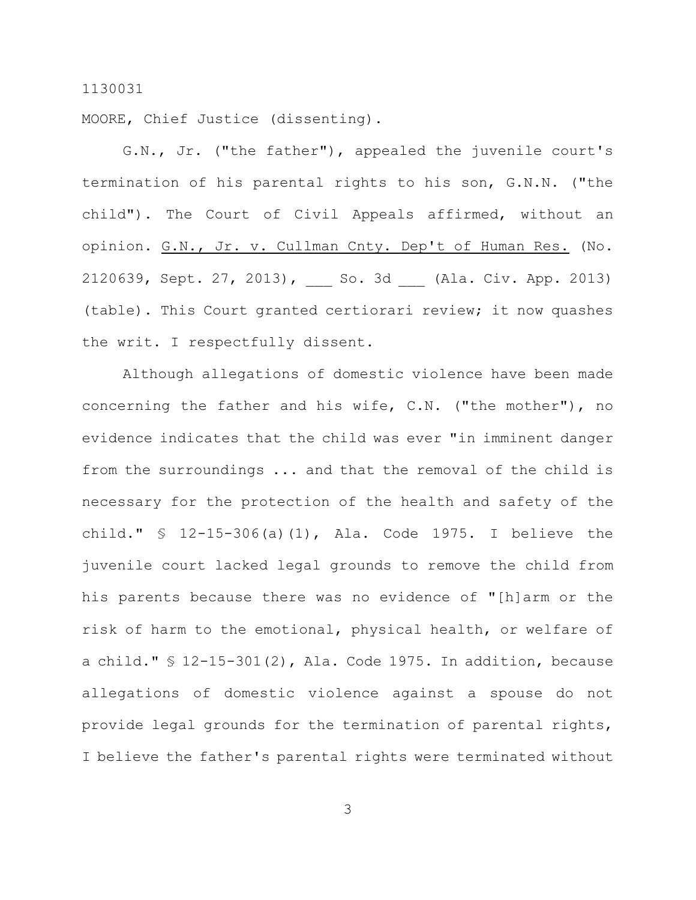1130031

MOORE, Chief Justice (dissenting).

G.N., Jr. ("the father"), appealed the juvenile court's termination of his parental rights to his son, G.N.N. ("the child"). The Court of Civil Appeals affirmed, without an opinion. G.N., Jr. v. Cullman Cnty. Dep't of Human Res. (No. 2120639, Sept. 27, 2013), ___ So. 3d ___ (Ala. Civ. App. 2013) (table). This Court granted certiorari review; it now quashes the writ. I respectfully dissent.

Although allegations of domestic violence have been made concerning the father and his wife, C.N. ("the mother"), no evidence indicates that the child was ever "in imminent danger from the surroundings ... and that the removal of the child is necessary for the protection of the health and safety of the child." § 12-15-306(a)(1), Ala. Code 1975. I believe the juvenile court lacked legal grounds to remove the child from his parents because there was no evidence of "[h]arm or the risk of harm to the emotional, physical health, or welfare of a child." § 12-15-301(2), Ala. Code 1975. In addition, because allegations of domestic violence against a spouse do not provide legal grounds for the termination of parental rights, I believe the father's parental rights were terminated without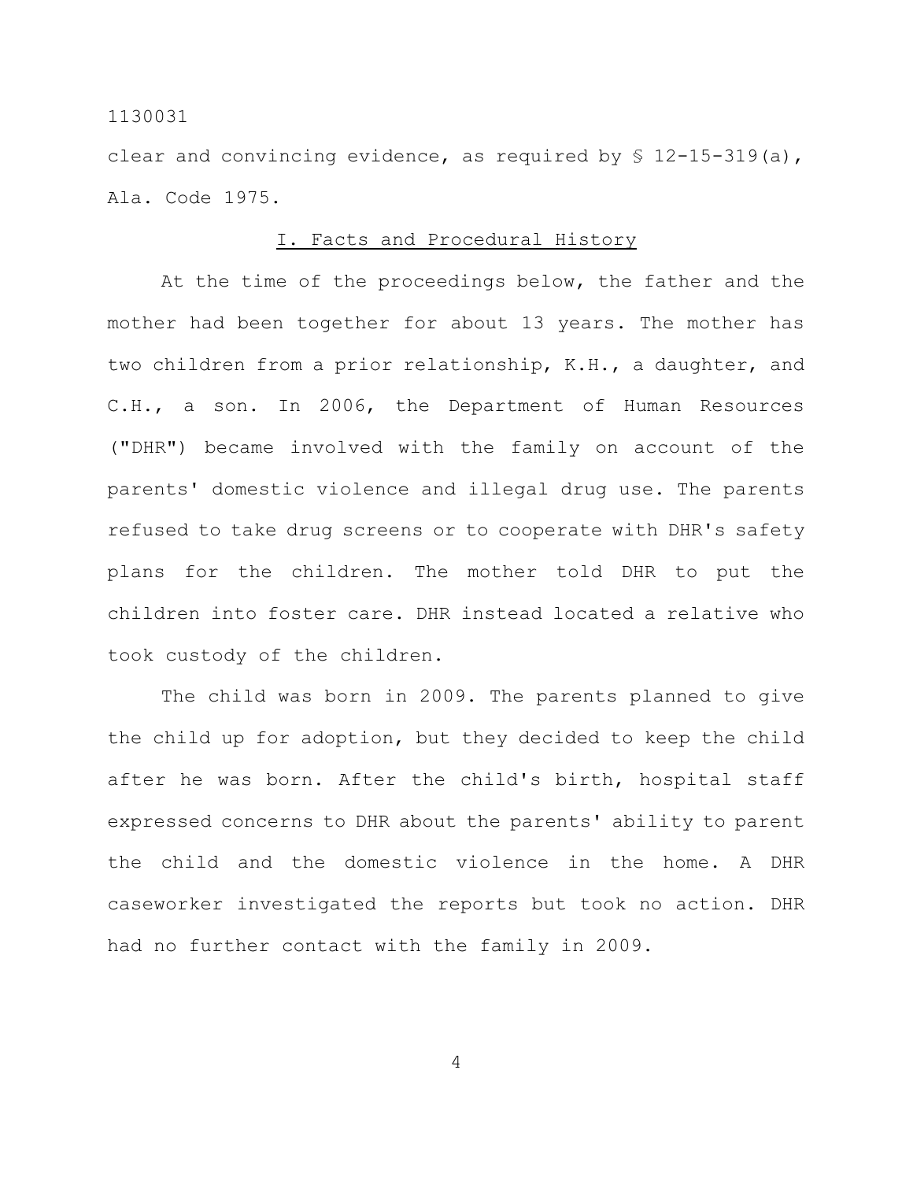clear and convincing evidence, as required by § 12-15-319(a), Ala. Code 1975.

## I. Facts and Procedural History

At the time of the proceedings below, the father and the mother had been together for about 13 years. The mother has two children from a prior relationship, K.H., a daughter, and C.H., a son. In 2006, the Department of Human Resources ("DHR") became involved with the family on account of the parents' domestic violence and illegal drug use. The parents refused to take drug screens or to cooperate with DHR's safety plans for the children. The mother told DHR to put the children into foster care. DHR instead located a relative who took custody of the children.

The child was born in 2009. The parents planned to give the child up for adoption, but they decided to keep the child after he was born. After the child's birth, hospital staff expressed concerns to DHR about the parents' ability to parent the child and the domestic violence in the home. A DHR caseworker investigated the reports but took no action. DHR had no further contact with the family in 2009.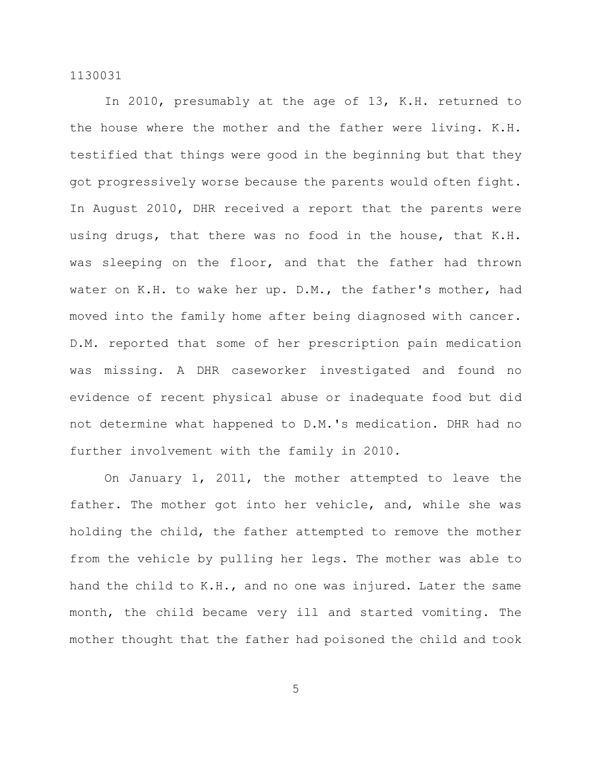In 2010, presumably at the age of 13, K.H. returned to the house where the mother and the father were living. K.H. testified that things were good in the beginning but that they got progressively worse because the parents would often fight. In August 2010, DHR received a report that the parents were using drugs, that there was no food in the house, that K.H. was sleeping on the floor, and that the father had thrown water on K.H. to wake her up. D.M., the father's mother, had moved into the family home after being diagnosed with cancer. D.M. reported that some of her prescription pain medication was missing. A DHR caseworker investigated and found no evidence of recent physical abuse or inadequate food but did not determine what happened to D.M.'s medication. DHR had no further involvement with the family in 2010.

On January 1, 2011, the mother attempted to leave the father. The mother got into her vehicle, and, while she was holding the child, the father attempted to remove the mother from the vehicle by pulling her legs. The mother was able to hand the child to K.H., and no one was injured. Later the same month, the child became very ill and started vomiting. The mother thought that the father had poisoned the child and took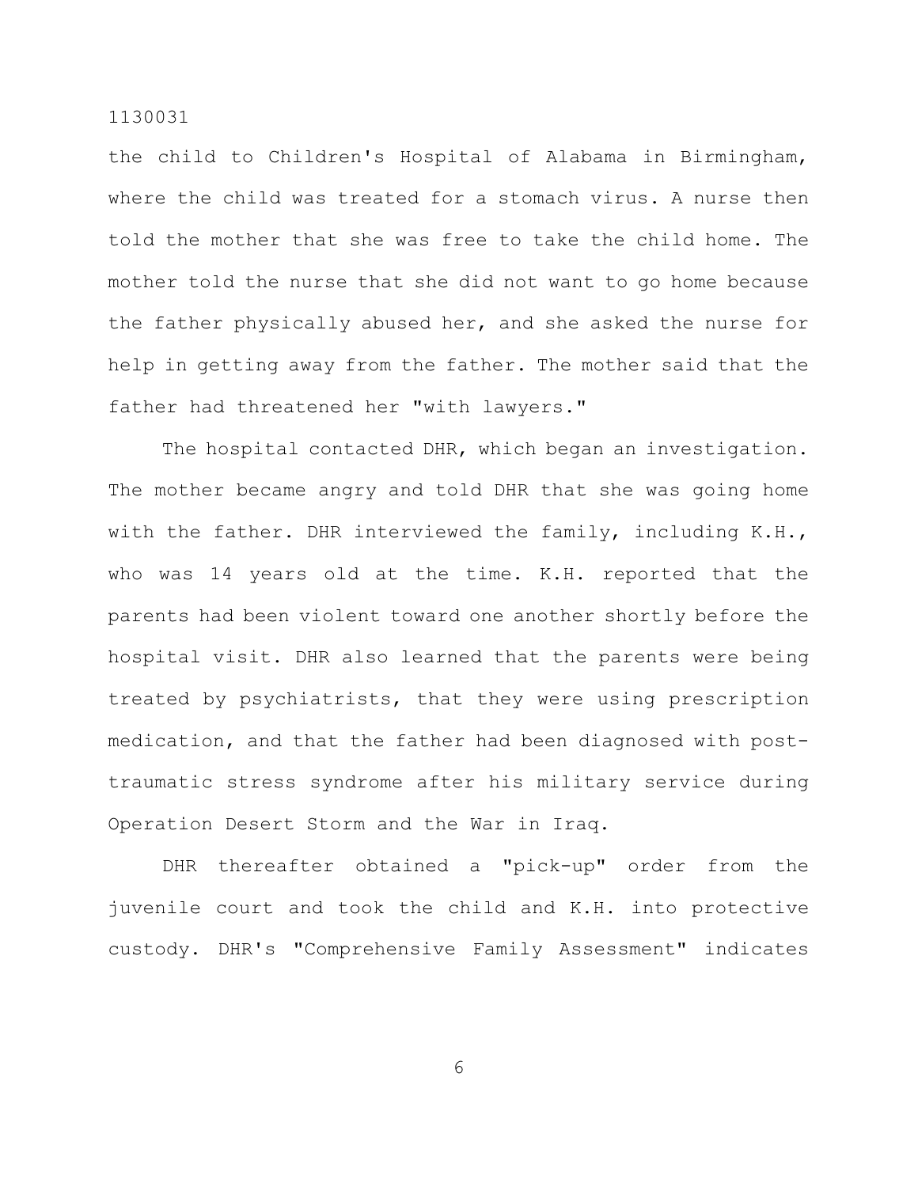the child to Children's Hospital of Alabama in Birmingham, where the child was treated for a stomach virus. A nurse then told the mother that she was free to take the child home. The mother told the nurse that she did not want to go home because the father physically abused her, and she asked the nurse for help in getting away from the father. The mother said that the father had threatened her "with lawyers."

The hospital contacted DHR, which began an investigation. The mother became angry and told DHR that she was going home with the father. DHR interviewed the family, including K.H., who was 14 years old at the time. K.H. reported that the parents had been violent toward one another shortly before the hospital visit. DHR also learned that the parents were being treated by psychiatrists, that they were using prescription medication, and that the father had been diagnosed with post-traumatic stress syndrome after his military service during Operation Desert Storm and the War in Iraq.

DHR thereafter obtained a "pick-up" order from the juvenile court and took the child and K.H. into protective custody. DHR's "Comprehensive Family Assessment" indicates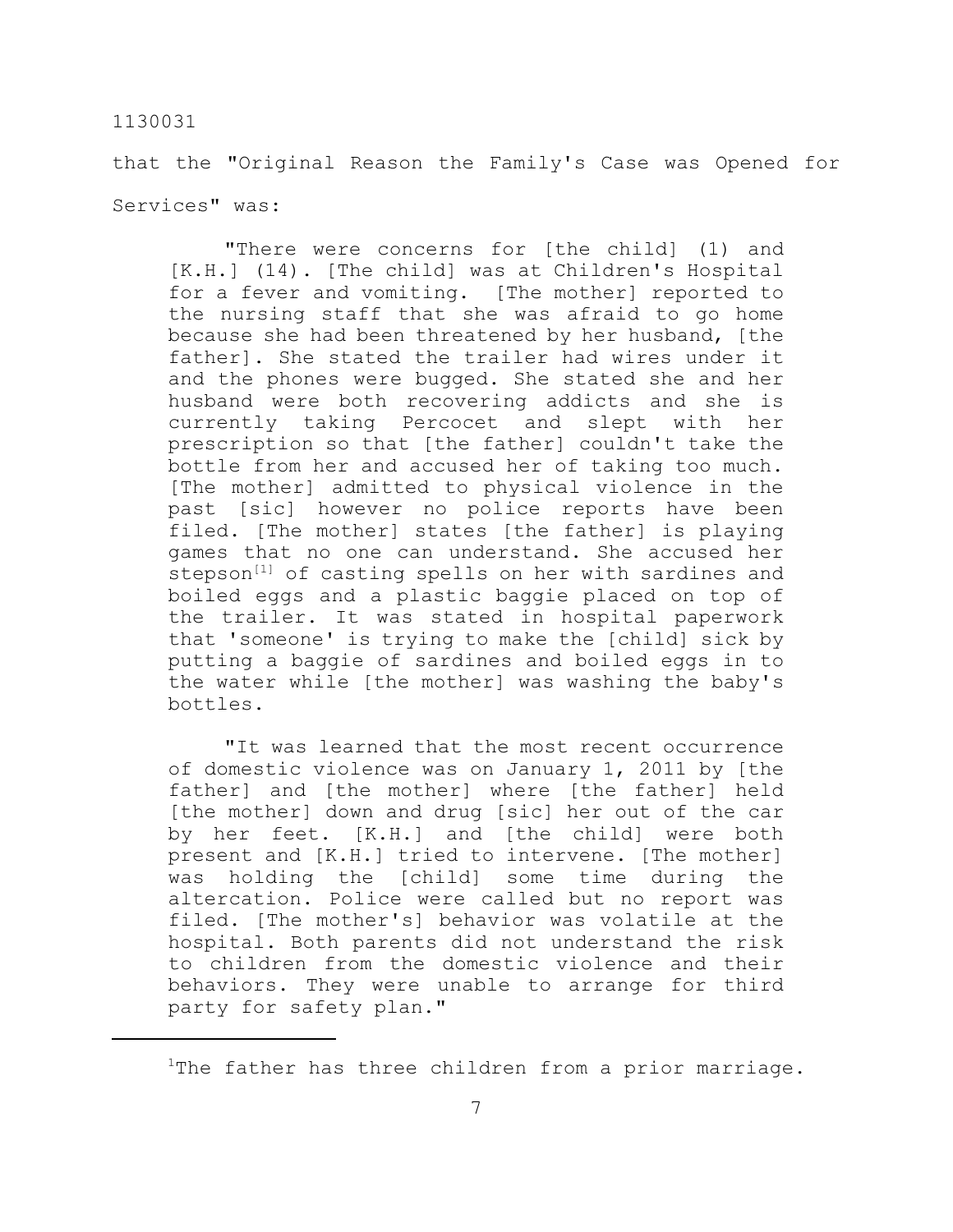that the "Original Reason the Family's Case was Opened for Services" was:

> "There were concerns for [the child] (1) and [K.H.] (14). [The child] was at Children's Hospital for a fever and vomiting. [The mother] reported to the nursing staff that she was afraid to go home because she had been threatened by her husband, [the father]. She stated the trailer had wires under it and the phones were bugged. She stated she and her husband were both recovering addicts and she is currently taking Percocet and slept with her prescription so that [the father] couldn't take the bottle from her and accused her of taking too much. [The mother] admitted to physical violence in the past [sic] however no police reports have been filed. [The mother] states [the father] is playing games that no one can understand. She accused her stepson[1] of casting spells on her with sardines and boiled eggs and a plastic baggie placed on top of the trailer. It was stated in hospital paperwork that 'someone' is trying to make the [child] sick by putting a baggie of sardines and boiled eggs in to the water while [the mother] was washing the baby's bottles.
>
> "It was learned that the most recent occurrence of domestic violence was on January 1, 2011 by [the father] and [the mother] where [the father] held [the mother] down and drug [sic] her out of the car by her feet. [K.H.] and [the child] were both present and [K.H.] tried to intervene. [The mother] was holding the [child] some time during the altercation. Police were called but no report was filed. [The mother's] behavior was volatile at the hospital. Both parents did not understand the risk to children from the domestic violence and their behaviors. They were unable to arrange for third party for safety plan."

---

[1]The father has three children from a prior marriage.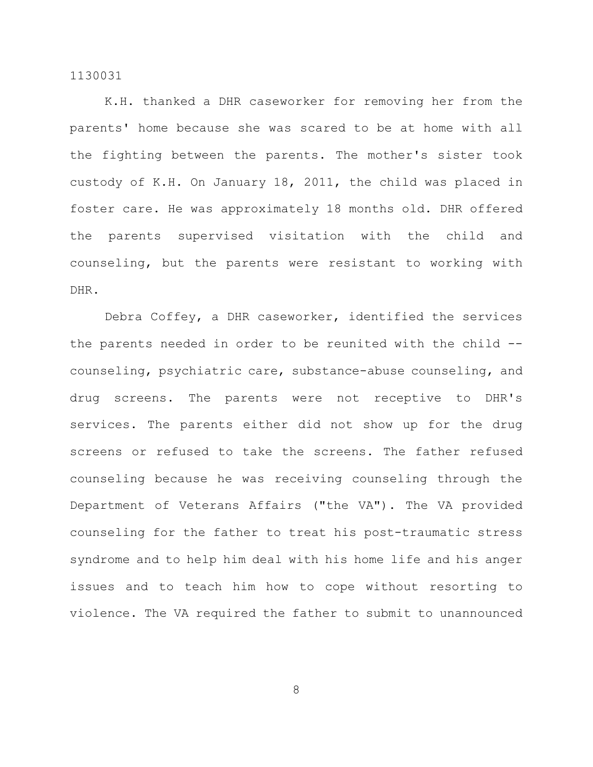K.H. thanked a DHR caseworker for removing her from the parents' home because she was scared to be at home with all the fighting between the parents. The mother's sister took custody of K.H. On January 18, 2011, the child was placed in foster care. He was approximately 18 months old. DHR offered the parents supervised visitation with the child and counseling, but the parents were resistant to working with DHR.

Debra Coffey, a DHR caseworker, identified the services the parents needed in order to be reunited with the child -- counseling, psychiatric care, substance-abuse counseling, and drug screens. The parents were not receptive to DHR's services. The parents either did not show up for the drug screens or refused to take the screens. The father refused counseling because he was receiving counseling through the Department of Veterans Affairs ("the VA"). The VA provided counseling for the father to treat his post-traumatic stress syndrome and to help him deal with his home life and his anger issues and to teach him how to cope without resorting to violence. The VA required the father to submit to unannounced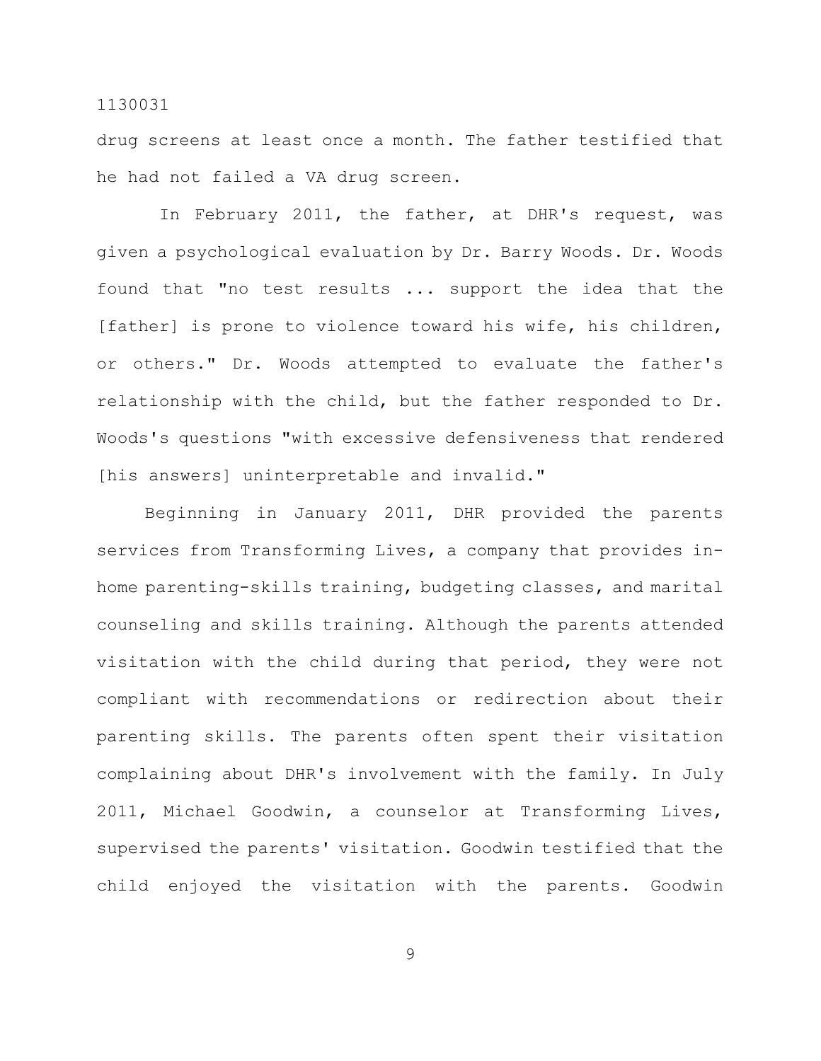drug screens at least once a month. The father testified that he had not failed a VA drug screen.

In February 2011, the father, at DHR's request, was given a psychological evaluation by Dr. Barry Woods. Dr. Woods found that "no test results ... support the idea that the [father] is prone to violence toward his wife, his children, or others." Dr. Woods attempted to evaluate the father's relationship with the child, but the father responded to Dr. Woods's questions "with excessive defensiveness that rendered [his answers] uninterpretable and invalid."

Beginning in January 2011, DHR provided the parents services from Transforming Lives, a company that provides in-home parenting-skills training, budgeting classes, and marital counseling and skills training. Although the parents attended visitation with the child during that period, they were not compliant with recommendations or redirection about their parenting skills. The parents often spent their visitation complaining about DHR's involvement with the family. In July 2011, Michael Goodwin, a counselor at Transforming Lives, supervised the parents' visitation. Goodwin testified that the child enjoyed the visitation with the parents. Goodwin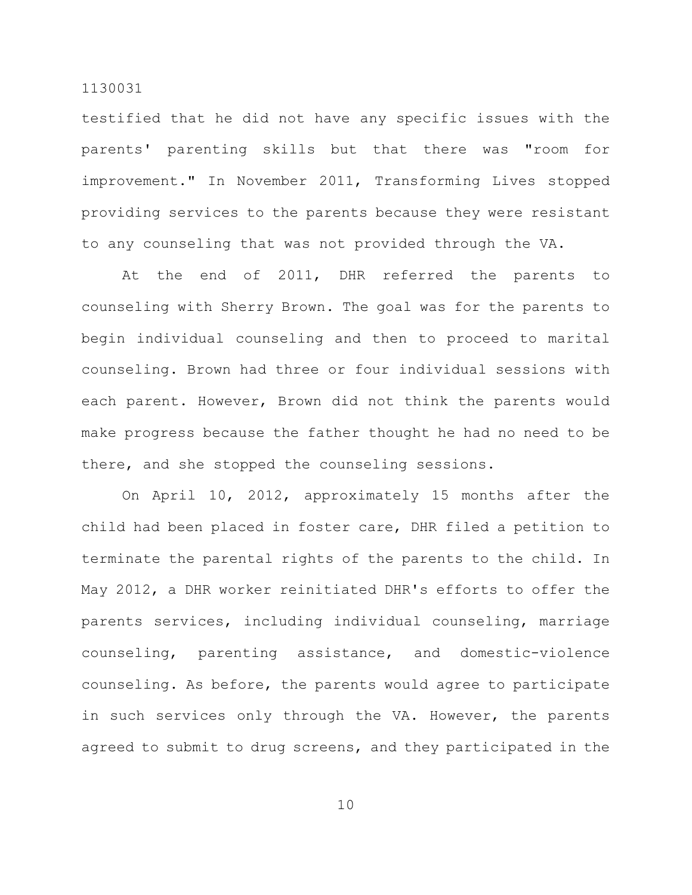testified that he did not have any specific issues with the parents' parenting skills but that there was "room for improvement." In November 2011, Transforming Lives stopped providing services to the parents because they were resistant to any counseling that was not provided through the VA.

At the end of 2011, DHR referred the parents to counseling with Sherry Brown. The goal was for the parents to begin individual counseling and then to proceed to marital counseling. Brown had three or four individual sessions with each parent. However, Brown did not think the parents would make progress because the father thought he had no need to be there, and she stopped the counseling sessions.

On April 10, 2012, approximately 15 months after the child had been placed in foster care, DHR filed a petition to terminate the parental rights of the parents to the child. In May 2012, a DHR worker reinitiated DHR's efforts to offer the parents services, including individual counseling, marriage counseling, parenting assistance, and domestic-violence counseling. As before, the parents would agree to participate in such services only through the VA. However, the parents agreed to submit to drug screens, and they participated in the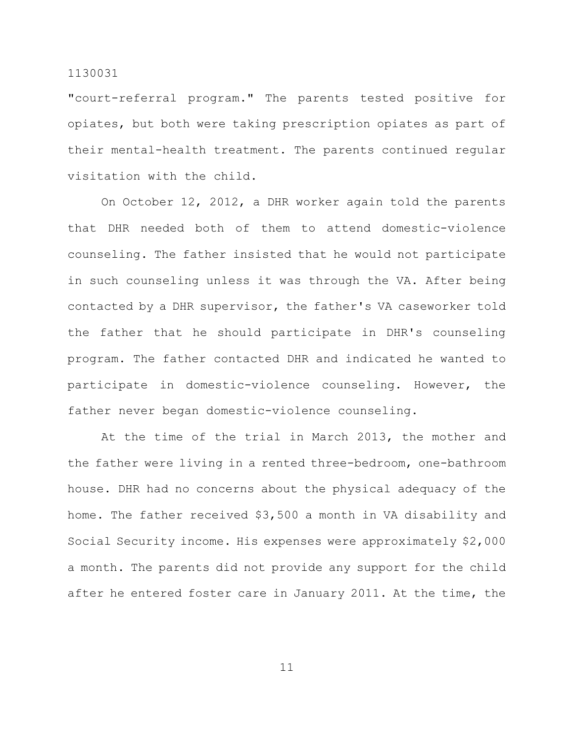"court-referral program." The parents tested positive for opiates, but both were taking prescription opiates as part of their mental-health treatment. The parents continued regular visitation with the child.

On October 12, 2012, a DHR worker again told the parents that DHR needed both of them to attend domestic-violence counseling. The father insisted that he would not participate in such counseling unless it was through the VA. After being contacted by a DHR supervisor, the father's VA caseworker told the father that he should participate in DHR's counseling program. The father contacted DHR and indicated he wanted to participate in domestic-violence counseling. However, the father never began domestic-violence counseling.

At the time of the trial in March 2013, the mother and the father were living in a rented three-bedroom, one-bathroom house. DHR had no concerns about the physical adequacy of the home. The father received $3,500 a month in VA disability and Social Security income. His expenses were approximately $2,000 a month. The parents did not provide any support for the child after he entered foster care in January 2011. At the time, the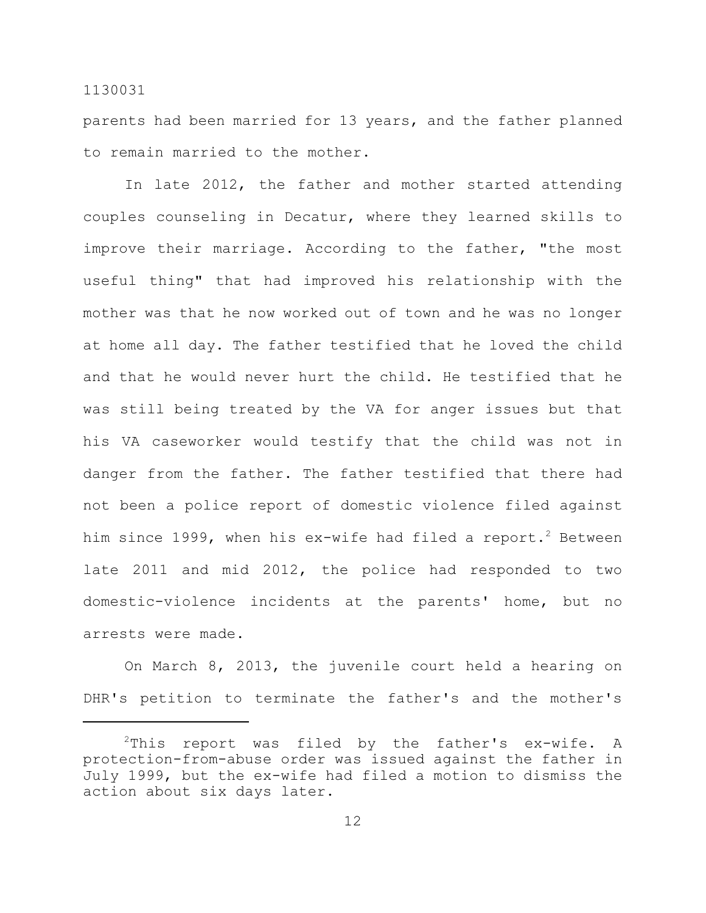parents had been married for 13 years, and the father planned to remain married to the mother.

In late 2012, the father and mother started attending couples counseling in Decatur, where they learned skills to improve their marriage. According to the father, "the most useful thing" that had improved his relationship with the mother was that he now worked out of town and he was no longer at home all day. The father testified that he loved the child and that he would never hurt the child. He testified that he was still being treated by the VA for anger issues but that his VA caseworker would testify that the child was not in danger from the father. The father testified that there had not been a police report of domestic violence filed against him since 1999, when his ex-wife had filed a report.[2] Between late 2011 and mid 2012, the police had responded to two domestic-violence incidents at the parents' home, but no arrests were made.

On March 8, 2013, the juvenile court held a hearing on DHR's petition to terminate the father's and the mother's

---

[2] This report was filed by the father's ex-wife. A protection-from-abuse order was issued against the father in July 1999, but the ex-wife had filed a motion to dismiss the action about six days later.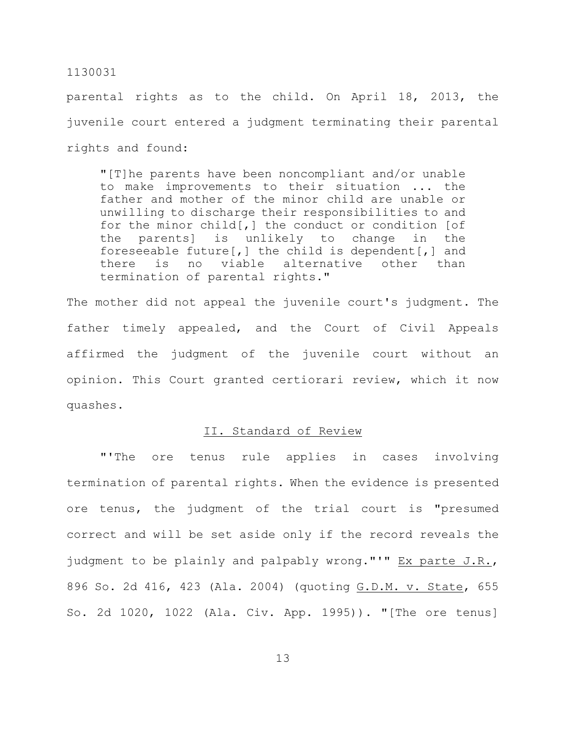parental rights as to the child. On April 18, 2013, the juvenile court entered a judgment terminating their parental rights and found:

> "[T]he parents have been noncompliant and/or unable to make improvements to their situation ... the father and mother of the minor child are unable or unwilling to discharge their responsibilities to and for the minor child[,] the conduct or condition [of the parents] is unlikely to change in the foreseeable future[,] the child is dependent[,] and there is no viable alternative other than termination of parental rights."

The mother did not appeal the juvenile court's judgment. The father timely appealed, and the Court of Civil Appeals affirmed the judgment of the juvenile court without an opinion. This Court granted certiorari review, which it now quashes.

## II. Standard of Review

"'The ore tenus rule applies in cases involving termination of parental rights. When the evidence is presented ore tenus, the judgment of the trial court is "presumed correct and will be set aside only if the record reveals the judgment to be plainly and palpably wrong."'" Ex parte J.R., 896 So. 2d 416, 423 (Ala. 2004) (quoting G.D.M. v. State, 655 So. 2d 1020, 1022 (Ala. Civ. App. 1995)). "[The ore tenus]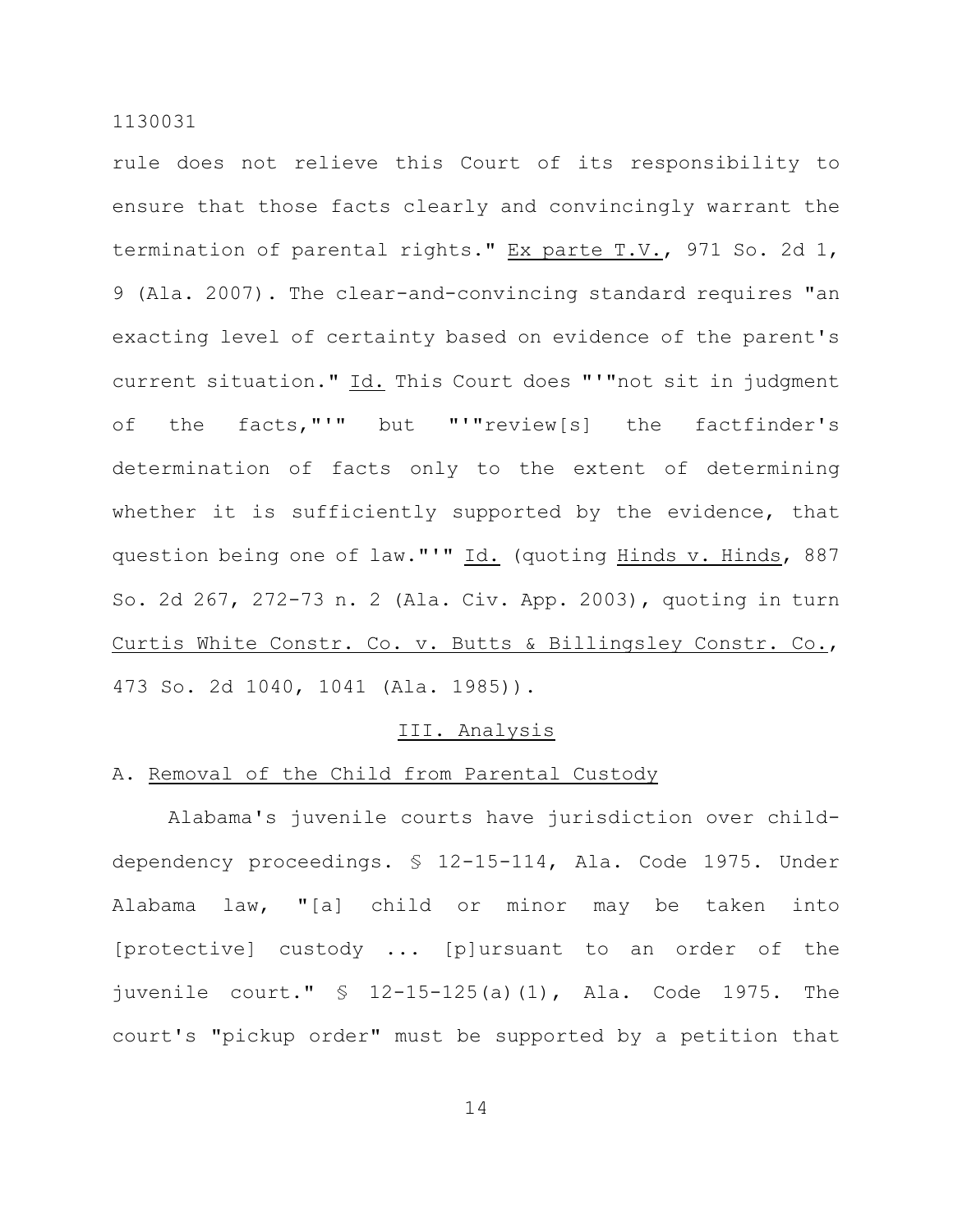rule does not relieve this Court of its responsibility to ensure that those facts clearly and convincingly warrant the termination of parental rights." Ex parte T.V., 971 So. 2d 1, 9 (Ala. 2007). The clear-and-convincing standard requires "an exacting level of certainty based on evidence of the parent's current situation." Id. This Court does "'"not sit in judgment of the facts,"'" but "'"review[s] the factfinder's determination of facts only to the extent of determining whether it is sufficiently supported by the evidence, that question being one of law."'" Id. (quoting Hinds v. Hinds, 887 So. 2d 267, 272-73 n. 2 (Ala. Civ. App. 2003), quoting in turn Curtis White Constr. Co. v. Butts & Billingsley Constr. Co., 473 So. 2d 1040, 1041 (Ala. 1985)).

## III. Analysis

### A. Removal of the Child from Parental Custody

Alabama's juvenile courts have jurisdiction over child-dependency proceedings. § 12-15-114, Ala. Code 1975. Under Alabama law, "[a] child or minor may be taken into [protective] custody ... [p]ursuant to an order of the juvenile court." § 12-15-125(a)(1), Ala. Code 1975. The court's "pickup order" must be supported by a petition that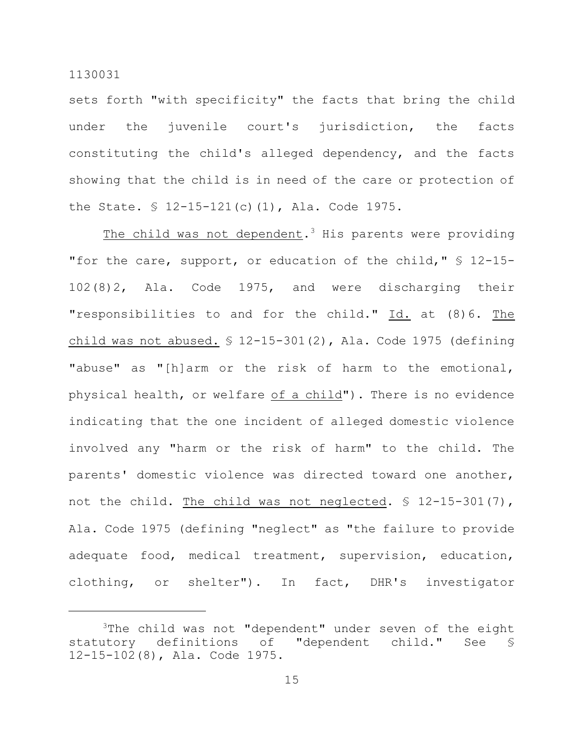sets forth "with specificity" the facts that bring the child under the juvenile court's jurisdiction, the facts constituting the child's alleged dependency, and the facts showing that the child is in need of the care or protection of the State. § 12-15-121(c)(1), Ala. Code 1975.

<u>The child was not dependent</u>.[3] His parents were providing "for the care, support, or education of the child," § 12-15-102(8)2, Ala. Code 1975, and were discharging their "responsibilities to and for the child." <u>Id.</u> at (8)6. <u>The child was not abused.</u> § 12-15-301(2), Ala. Code 1975 (defining "abuse" as "[h]arm or the risk of harm to the emotional, physical health, or welfare <u>of a child</u>"). There is no evidence indicating that the one incident of alleged domestic violence involved any "harm or the risk of harm" to the child. The parents' domestic violence was directed toward one another, not the child. <u>The child was not neglected</u>. § 12-15-301(7), Ala. Code 1975 (defining "neglect" as "the failure to provide adequate food, medical treatment, supervision, education, clothing, or shelter"). In fact, DHR's investigator

---

[3] The child was not "dependent" under seven of the eight statutory definitions of "dependent child." See § 12-15-102(8), Ala. Code 1975.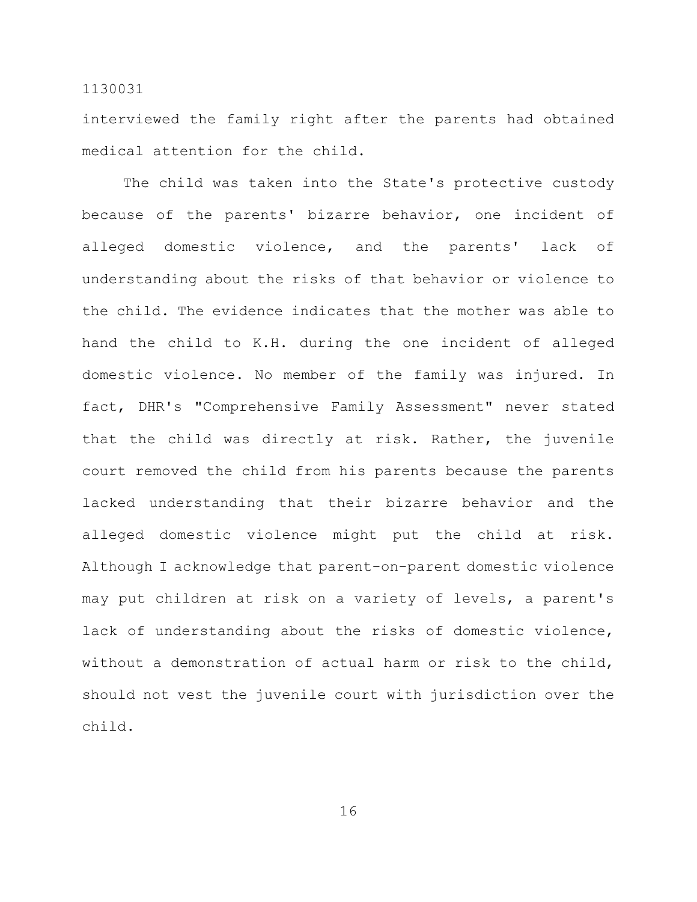interviewed the family right after the parents had obtained medical attention for the child.

The child was taken into the State's protective custody because of the parents' bizarre behavior, one incident of alleged domestic violence, and the parents' lack of understanding about the risks of that behavior or violence to the child. The evidence indicates that the mother was able to hand the child to K.H. during the one incident of alleged domestic violence. No member of the family was injured. In fact, DHR's "Comprehensive Family Assessment" never stated that the child was directly at risk. Rather, the juvenile court removed the child from his parents because the parents lacked understanding that their bizarre behavior and the alleged domestic violence might put the child at risk. Although I acknowledge that parent-on-parent domestic violence may put children at risk on a variety of levels, a parent's lack of understanding about the risks of domestic violence, without a demonstration of actual harm or risk to the child, should not vest the juvenile court with jurisdiction over the child.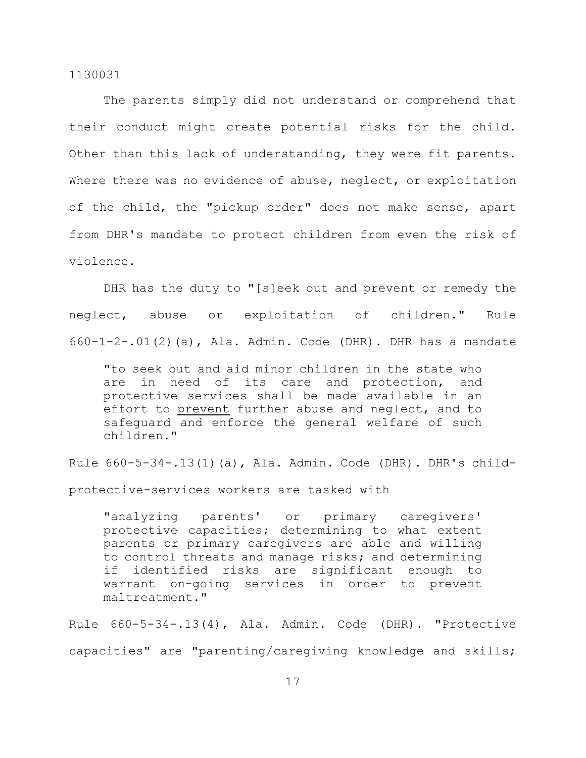The parents simply did not understand or comprehend that their conduct might create potential risks for the child. Other than this lack of understanding, they were fit parents. Where there was no evidence of abuse, neglect, or exploitation of the child, the "pickup order" does not make sense, apart from DHR's mandate to protect children from even the risk of violence.

DHR has the duty to "[s]eek out and prevent or remedy the neglect, abuse or exploitation of children." Rule 660-1-2-.01(2)(a), Ala. Admin. Code (DHR). DHR has a mandate

> "to seek out and aid minor children in the state who are in need of its care and protection, and protective services shall be made available in an effort to <u>prevent</u> further abuse and neglect, and to safeguard and enforce the general welfare of such children."

Rule 660-5-34-.13(1)(a), Ala. Admin. Code (DHR). DHR's child-protective-services workers are tasked with

> "analyzing parents' or primary caregivers' protective capacities; determining to what extent parents or primary caregivers are able and willing to control threats and manage risks; and determining if identified risks are significant enough to warrant on-going services in order to prevent maltreatment."

Rule 660-5-34-.13(4), Ala. Admin. Code (DHR). "Protective capacities" are "parenting/caregiving knowledge and skills;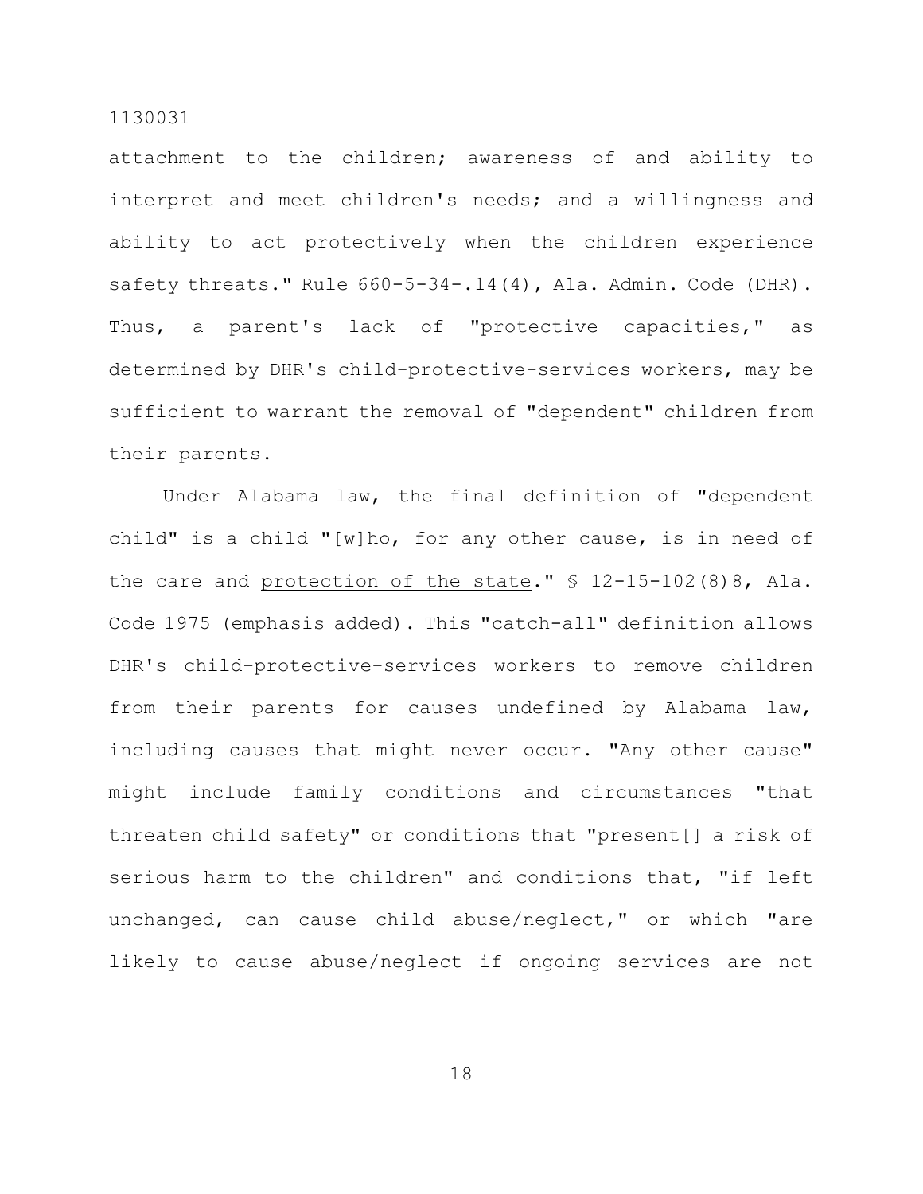attachment to the children; awareness of and ability to interpret and meet children's needs; and a willingness and ability to act protectively when the children experience safety threats." Rule 660-5-34-.14(4), Ala. Admin. Code (DHR). Thus, a parent's lack of "protective capacities," as determined by DHR's child-protective-services workers, may be sufficient to warrant the removal of "dependent" children from their parents.

Under Alabama law, the final definition of "dependent child" is a child "[w]ho, for any other cause, is in need of the care and <u>protection of the state</u>." § 12-15-102(8)8, Ala. Code 1975 (emphasis added). This "catch-all" definition allows DHR's child-protective-services workers to remove children from their parents for causes undefined by Alabama law, including causes that might never occur. "Any other cause" might include family conditions and circumstances "that threaten child safety" or conditions that "present[] a risk of serious harm to the children" and conditions that, "if left unchanged, can cause child abuse/neglect," or which "are likely to cause abuse/neglect if ongoing services are not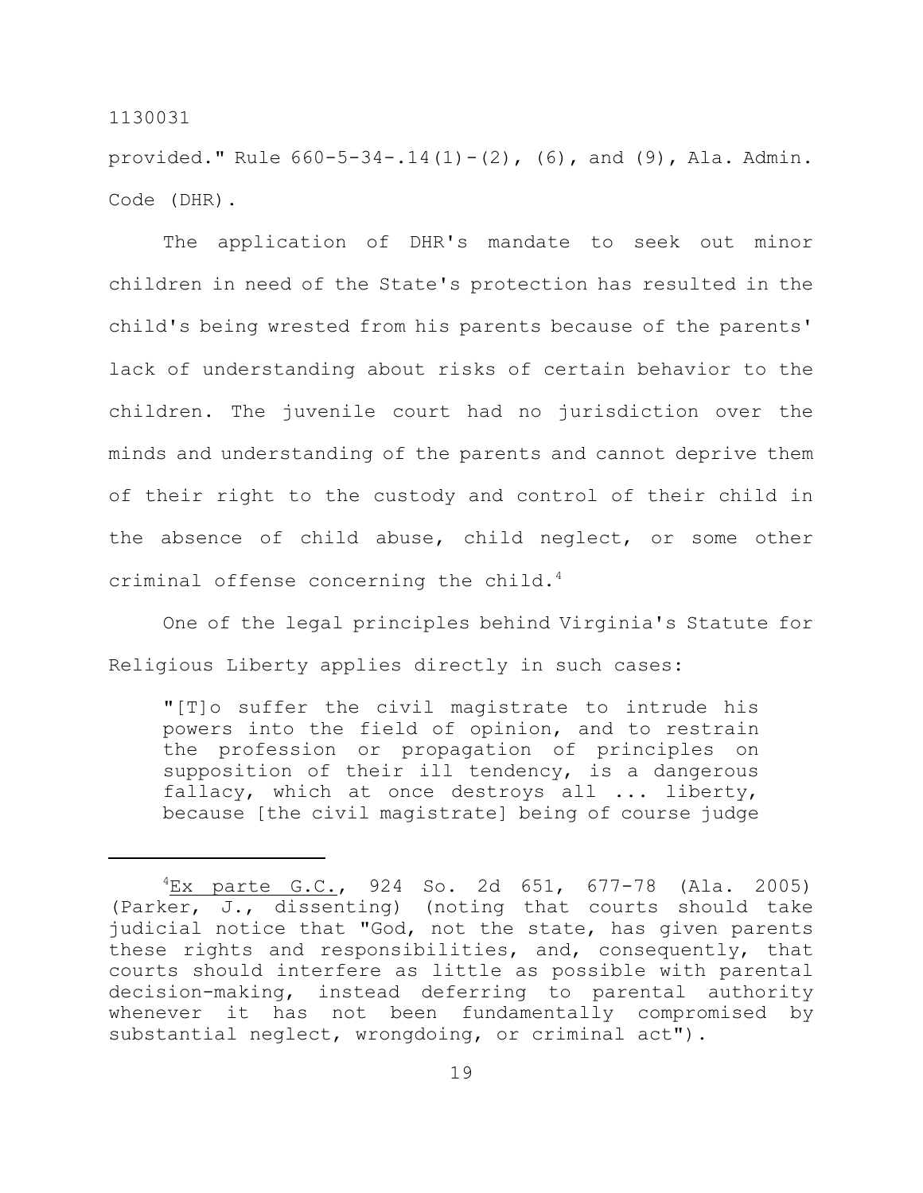provided." Rule 660-5-34-.14(1)-(2), (6), and (9), Ala. Admin. Code (DHR).

The application of DHR's mandate to seek out minor children in need of the State's protection has resulted in the child's being wrested from his parents because of the parents' lack of understanding about risks of certain behavior to the children. The juvenile court had no jurisdiction over the minds and understanding of the parents and cannot deprive them of their right to the custody and control of their child in the absence of child abuse, child neglect, or some other criminal offense concerning the child.[4]

One of the legal principles behind Virginia's Statute for Religious Liberty applies directly in such cases:

> "[T]o suffer the civil magistrate to intrude his powers into the field of opinion, and to restrain the profession or propagation of principles on supposition of their ill tendency, is a dangerous fallacy, which at once destroys all ... liberty, because [the civil magistrate] being of course judge

---

[4] Ex parte G.C., 924 So. 2d 651, 677-78 (Ala. 2005) (Parker, J., dissenting) (noting that courts should take judicial notice that "God, not the state, has given parents these rights and responsibilities, and, consequently, that courts should interfere as little as possible with parental decision-making, instead deferring to parental authority whenever it has not been fundamentally compromised by substantial neglect, wrongdoing, or criminal act").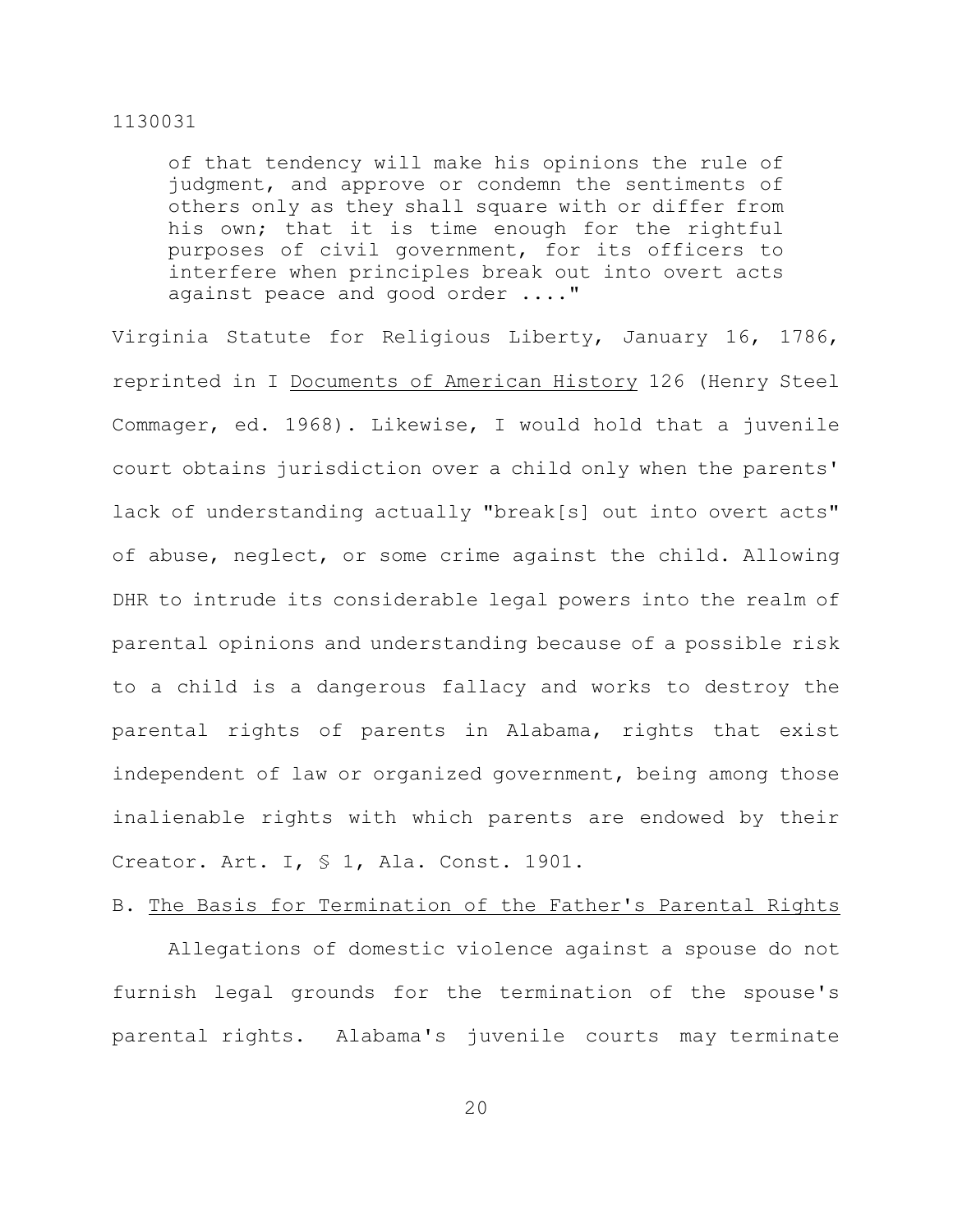> of that tendency will make his opinions the rule of judgment, and approve or condemn the sentiments of others only as they shall square with or differ from his own; that it is time enough for the rightful purposes of civil government, for its officers to interfere when principles break out into overt acts against peace and good order ...."

Virginia Statute for Religious Liberty, January 16, 1786, reprinted in I Documents of American History 126 (Henry Steel Commager, ed. 1968). Likewise, I would hold that a juvenile court obtains jurisdiction over a child only when the parents' lack of understanding actually "break[s] out into overt acts" of abuse, neglect, or some crime against the child. Allowing DHR to intrude its considerable legal powers into the realm of parental opinions and understanding because of a possible risk to a child is a dangerous fallacy and works to destroy the parental rights of parents in Alabama, rights that exist independent of law or organized government, being among those inalienable rights with which parents are endowed by their Creator. Art. I, § 1, Ala. Const. 1901.

B. The Basis for Termination of the Father's Parental Rights

Allegations of domestic violence against a spouse do not furnish legal grounds for the termination of the spouse's parental rights. Alabama's juvenile courts may terminate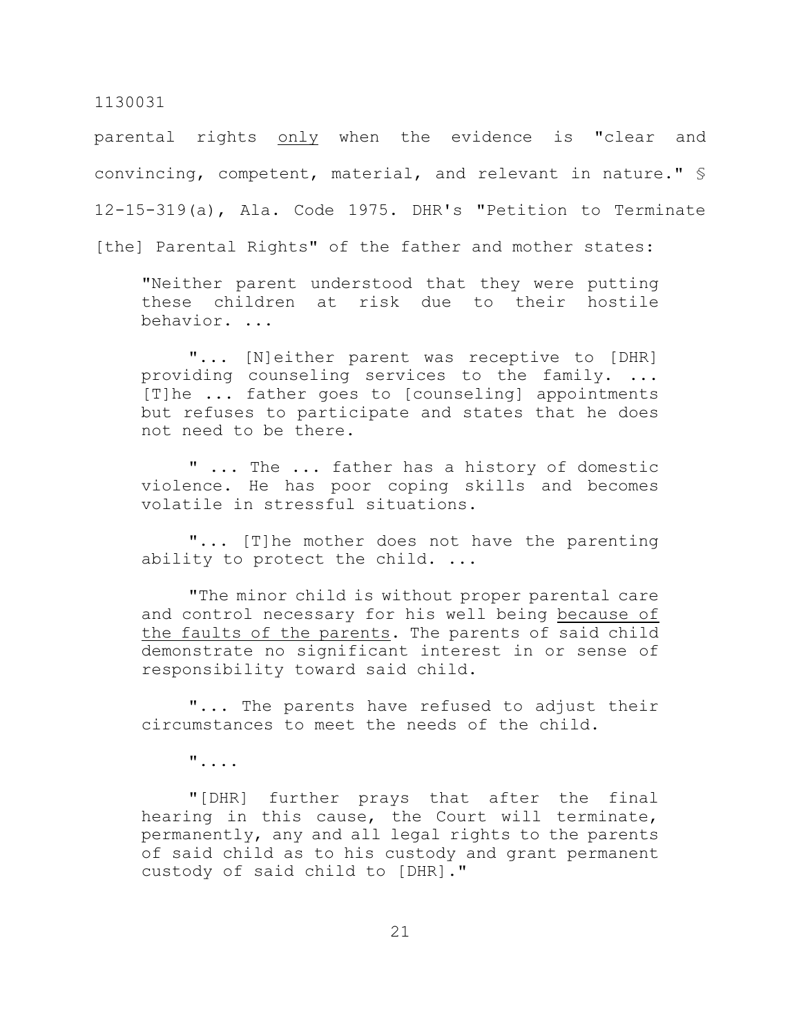parental rights <u>only</u> when the evidence is "clear and convincing, competent, material, and relevant in nature." § 12-15-319(a), Ala. Code 1975. DHR's "Petition to Terminate [the] Parental Rights" of the father and mother states:

> "Neither parent understood that they were putting these children at risk due to their hostile behavior. ...
>
> "... [N]either parent was receptive to [DHR] providing counseling services to the family. ... [T]he ... father goes to [counseling] appointments but refuses to participate and states that he does not need to be there.
>
> " ... The ... father has a history of domestic violence. He has poor coping skills and becomes volatile in stressful situations.
>
> "... [T]he mother does not have the parenting ability to protect the child. ...
>
> "The minor child is without proper parental care and control necessary for his well being <u>because of the faults of the parents</u>. The parents of said child demonstrate no significant interest in or sense of responsibility toward said child.
>
> "... The parents have refused to adjust their circumstances to meet the needs of the child.
>
> "....
>
> "[DHR] further prays that after the final hearing in this cause, the Court will terminate, permanently, any and all legal rights to the parents of said child as to his custody and grant permanent custody of said child to [DHR]."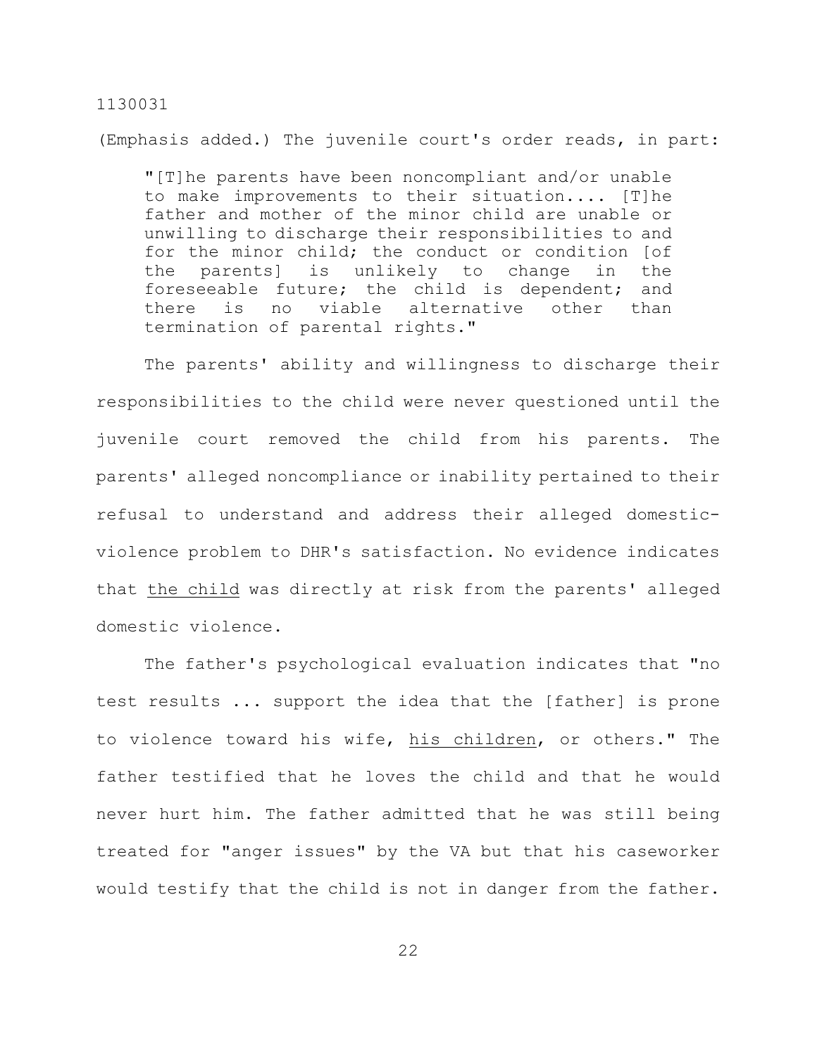(Emphasis added.) The juvenile court's order reads, in part:

> "[T]he parents have been noncompliant and/or unable to make improvements to their situation.... [T]he father and mother of the minor child are unable or unwilling to discharge their responsibilities to and for the minor child; the conduct or condition [of the parents] is unlikely to change in the foreseeable future; the child is dependent; and there is no viable alternative other than termination of parental rights."

The parents' ability and willingness to discharge their responsibilities to the child were never questioned until the juvenile court removed the child from his parents. The parents' alleged noncompliance or inability pertained to their refusal to understand and address their alleged domestic-violence problem to DHR's satisfaction. No evidence indicates that <u>the child</u> was directly at risk from the parents' alleged domestic violence.

The father's psychological evaluation indicates that "no test results ... support the idea that the [father] is prone to violence toward his wife, <u>his children</u>, or others." The father testified that he loves the child and that he would never hurt him. The father admitted that he was still being treated for "anger issues" by the VA but that his caseworker would testify that the child is not in danger from the father.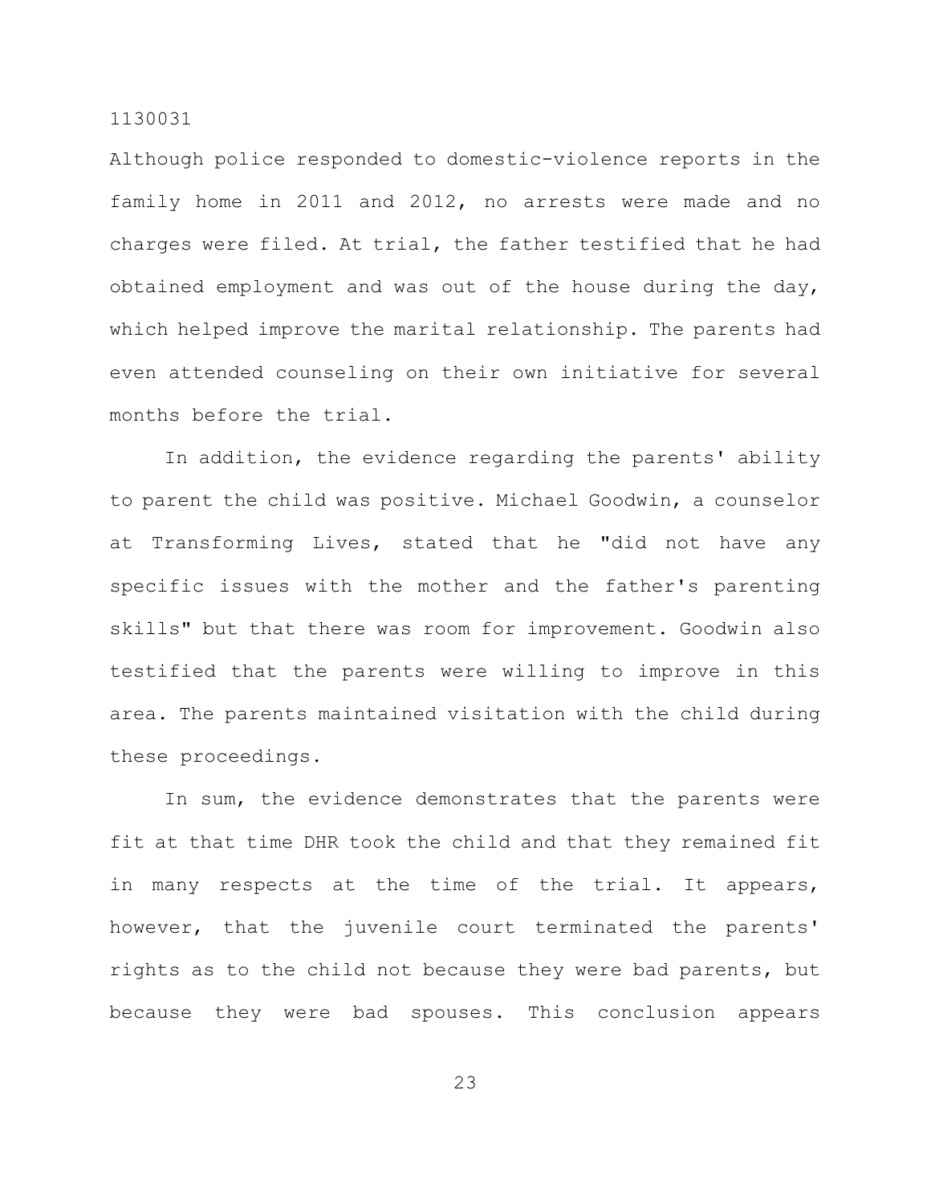Although police responded to domestic-violence reports in the family home in 2011 and 2012, no arrests were made and no charges were filed. At trial, the father testified that he had obtained employment and was out of the house during the day, which helped improve the marital relationship. The parents had even attended counseling on their own initiative for several months before the trial.

In addition, the evidence regarding the parents' ability to parent the child was positive. Michael Goodwin, a counselor at Transforming Lives, stated that he "did not have any specific issues with the mother and the father's parenting skills" but that there was room for improvement. Goodwin also testified that the parents were willing to improve in this area. The parents maintained visitation with the child during these proceedings.

In sum, the evidence demonstrates that the parents were fit at that time DHR took the child and that they remained fit in many respects at the time of the trial. It appears, however, that the juvenile court terminated the parents' rights as to the child not because they were bad parents, but because they were bad spouses. This conclusion appears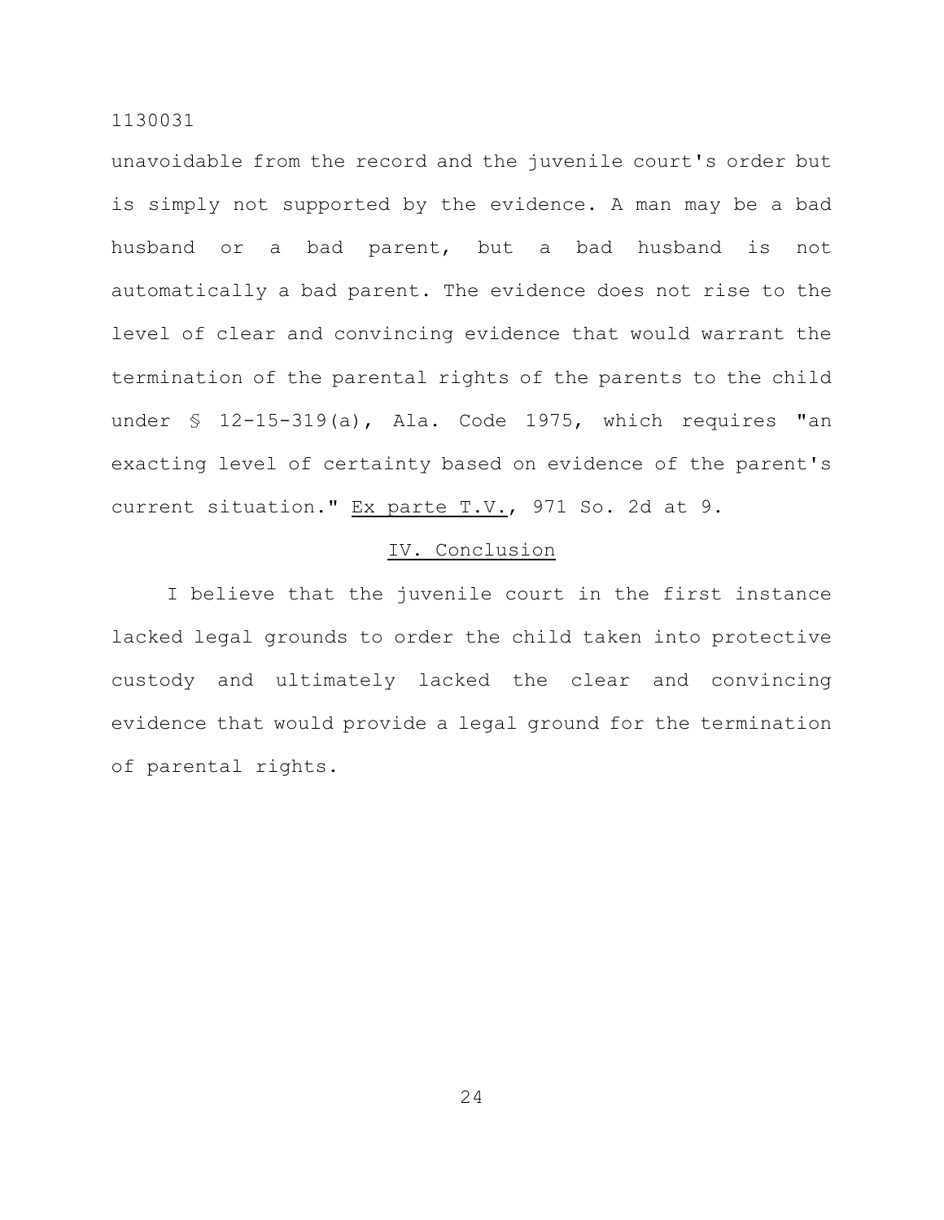unavoidable from the record and the juvenile court's order but is simply not supported by the evidence. A man may be a bad husband or a bad parent, but a bad husband is not automatically a bad parent. The evidence does not rise to the level of clear and convincing evidence that would warrant the termination of the parental rights of the parents to the child under § 12-15-319(a), Ala. Code 1975, which requires "an exacting level of certainty based on evidence of the parent's current situation." Ex parte T.V., 971 So. 2d at 9.

## IV. Conclusion

I believe that the juvenile court in the first instance lacked legal grounds to order the child taken into protective custody and ultimately lacked the clear and convincing evidence that would provide a legal ground for the termination of parental rights.